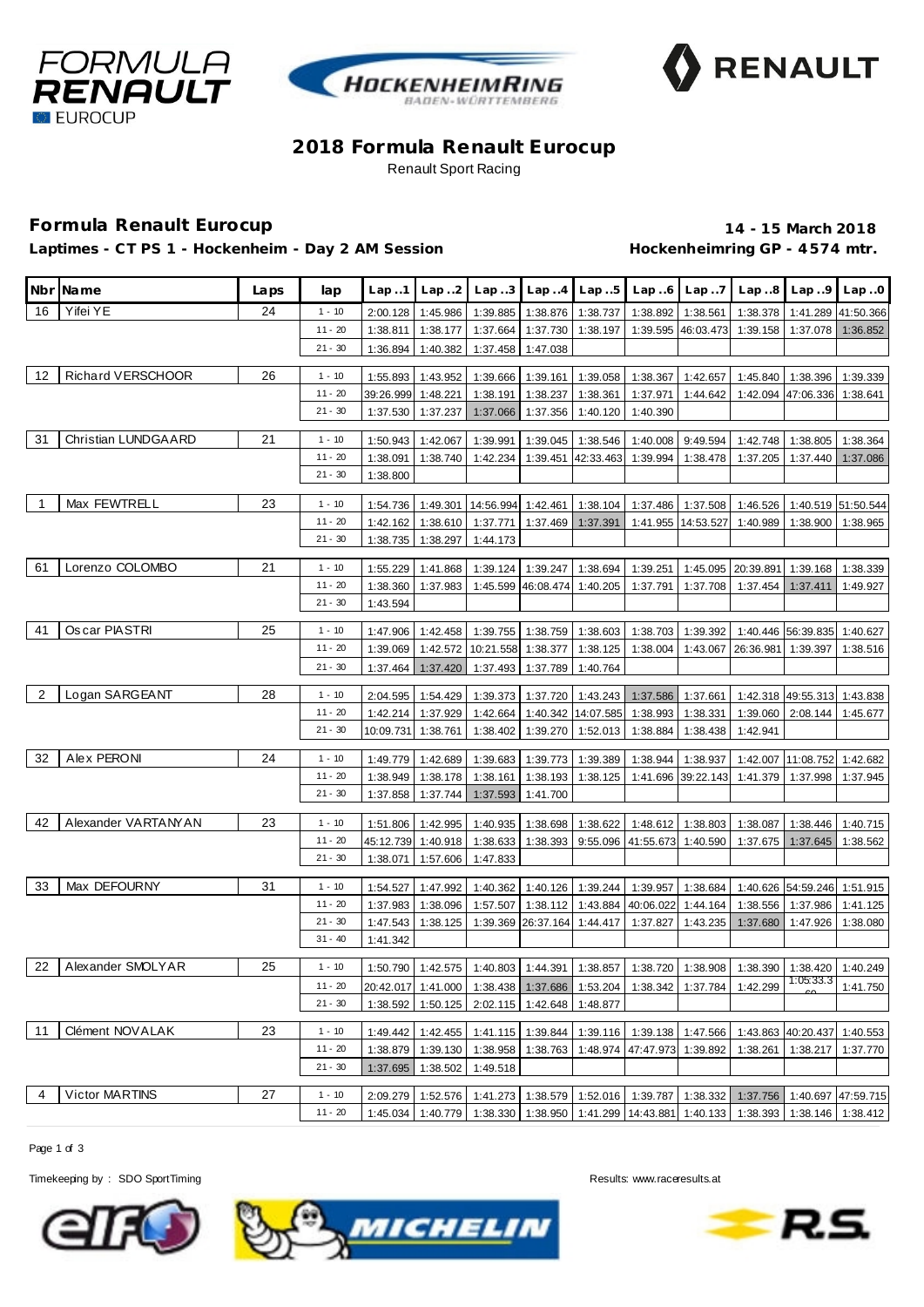# 2018 Formula Renault Eurocup

Renault Sport Racing

## Formula Renault Eurocup

**14 - 15 March 2018**

**Laptimes - CT PS 1 - Hockenheim - Day 2 AM Session**

**Hockenheimring GP - 4574 mtr.**

| Nbr | Name | Laps | lap | Lap..1 | Lap..2 | Lap..3 | Lap..4 | Lap..5 | Lap..6 | Lap..7 | Lap..8 | Lap..9 | Lap..0 |
|---|---|---|---|---|---|---|---|---|---|---|---|---|---|
| 16 | Yifei YE | 24 | 1 - 10 | 2:00.128 | 1:45.986 | 1:39.885 | 1:38.876 | 1:38.737 | 1:38.892 | 1:38.561 | 1:38.378 | 1:41.289 | 41:50.366 |
| | | | 11 - 20 | 1:38.811 | 1:38.177 | 1:37.664 | 1:37.730 | 1:38.197 | 1:39.595 | 46:03.473 | 1:39.158 | 1:37.078 | 1:36.852 |
| | | | 21 - 30 | 1:36.894 | 1:40.382 | 1:37.458 | 1:47.038 | | | | | | |
| 12 | Richard VERSCHOOR | 26 | 1 - 10 | 1:55.893 | 1:43.952 | 1:39.666 | 1:39.161 | 1:39.058 | 1:38.367 | 1:42.657 | 1:45.840 | 1:38.396 | 1:39.339 |
| | | | 11 - 20 | 39:26.999 | 1:48.221 | 1:38.191 | 1:38.237 | 1:38.361 | 1:37.971 | 1:44.642 | 1:42.094 | 47:06.336 | 1:38.641 |
| | | | 21 - 30 | 1:37.530 | 1:37.237 | 1:37.066 | 1:37.356 | 1:40.120 | 1:40.390 | | | | |
| 31 | Christian LUNDGAARD | 21 | 1 - 10 | 1:50.943 | 1:42.067 | 1:39.991 | 1:39.045 | 1:38.546 | 1:40.008 | 9:49.594 | 1:42.748 | 1:38.805 | 1:38.364 |
| | | | 11 - 20 | 1:38.091 | 1:38.740 | 1:42.234 | 1:39.451 | 42:33.463 | 1:39.994 | 1:38.478 | 1:37.205 | 1:37.440 | 1:37.086 |
| | | | 21 - 30 | 1:38.800 | | | | | | | | | |
| 1 | Max FEWTRELL | 23 | 1 - 10 | 1:54.736 | 1:49.301 | 14:56.994 | 1:42.461 | 1:38.104 | 1:37.486 | 1:37.508 | 1:46.526 | 1:40.519 | 51:50.544 |
| | | | 11 - 20 | 1:42.162 | 1:38.610 | 1:37.771 | 1:37.469 | 1:37.391 | 1:41.955 | 14:53.527 | 1:40.989 | 1:38.900 | 1:38.965 |
| | | | 21 - 30 | 1:38.735 | 1:38.297 | 1:44.173 | | | | | | | |
| 61 | Lorenzo COLOMBO | 21 | 1 - 10 | 1:55.229 | 1:41.868 | 1:39.124 | 1:39.247 | 1:38.694 | 1:39.251 | 1:45.095 | 20:39.891 | 1:39.168 | 1:38.339 |
| | | | 11 - 20 | 1:38.360 | 1:37.983 | 1:45.599 | 46:08.474 | 1:40.205 | 1:37.791 | 1:37.708 | 1:37.454 | 1:37.411 | 1:49.927 |
| | | | 21 - 30 | 1:43.594 | | | | | | | | | |
| 41 | Oscar PIASTRI | 25 | 1 - 10 | 1:47.906 | 1:42.458 | 1:39.755 | 1:38.759 | 1:38.603 | 1:38.703 | 1:39.392 | 1:40.446 | 56:39.835 | 1:40.627 |
| | | | 11 - 20 | 1:39.069 | 1:42.572 | 10:21.558 | 1:38.377 | 1:38.125 | 1:38.004 | 1:43.067 | 26:36.981 | 1:39.397 | 1:38.516 |
| | | | 21 - 30 | 1:37.464 | 1:37.420 | 1:37.493 | 1:37.789 | 1:40.764 | | | | | |
| 2 | Logan SARGEANT | 28 | 1 - 10 | 2:04.595 | 1:54.429 | 1:39.373 | 1:37.720 | 1:43.243 | 1:37.586 | 1:37.661 | 1:42.318 | 49:55.313 | 1:43.838 |
| | | | 11 - 20 | 1:42.214 | 1:37.929 | 1:42.664 | 1:40.342 | 14:07.585 | 1:38.993 | 1:38.331 | 1:39.060 | 2:08.144 | 1:45.677 |
| | | | 21 - 30 | 10:09.731 | 1:38.761 | 1:38.402 | 1:39.270 | 1:52.013 | 1:38.884 | 1:38.438 | 1:42.941 | | |
| 32 | Alex PERONI | 24 | 1 - 10 | 1:49.779 | 1:42.689 | 1:39.683 | 1:39.773 | 1:39.389 | 1:38.944 | 1:38.937 | 1:42.007 | 11:08.752 | 1:42.682 |
| | | | 11 - 20 | 1:38.949 | 1:38.178 | 1:38.161 | 1:38.193 | 1:38.125 | 1:41.696 | 39:22.143 | 1:41.379 | 1:37.998 | 1:37.945 |
| | | | 21 - 30 | 1:37.858 | 1:37.744 | 1:37.593 | 1:41.700 | | | | | | |
| 42 | Alexander VARTANYAN | 23 | 1 - 10 | 1:51.806 | 1:42.995 | 1:40.935 | 1:38.698 | 1:38.622 | 1:48.612 | 1:38.803 | 1:38.087 | 1:38.446 | 1:40.715 |
| | | | 11 - 20 | 45:12.739 | 1:40.918 | 1:38.633 | 1:38.393 | 9:55.096 | 41:55.673 | 1:40.590 | 1:37.675 | 1:37.645 | 1:38.562 |
| | | | 21 - 30 | 1:38.071 | 1:57.606 | 1:47.833 | | | | | | | |
| 33 | Max DEFOURNY | 31 | 1 - 10 | 1:54.527 | 1:47.992 | 1:40.362 | 1:40.126 | 1:39.244 | 1:39.957 | 1:38.684 | 1:40.626 | 54:59.246 | 1:51.915 |
| | | | 11 - 20 | 1:37.983 | 1:38.096 | 1:57.507 | 1:38.112 | 1:43.884 | 40:06.022 | 1:44.164 | 1:38.556 | 1:37.986 | 1:41.125 |
| | | | 21 - 30 | 1:47.543 | 1:38.125 | 1:39.369 | 26:37.164 | 1:44.417 | 1:37.827 | 1:43.235 | 1:37.680 | 1:47.926 | 1:38.080 |
| | | | 31 - 40 | 1:41.342 | | | | | | | | | |
| 22 | Alexander SMOLYAR | 25 | 1 - 10 | 1:50.790 | 1:42.575 | 1:40.803 | 1:44.391 | 1:38.857 | 1:38.720 | 1:38.908 | 1:38.390 | 1:38.420 | 1:40.249 |
| | | | 11 - 20 | 20:42.017 | 1:41.000 | 1:38.438 | 1:37.686 | 1:53.204 | 1:38.342 | 1:37.784 | 1:42.299 | 1:05:33.360 | 1:41.750 |
| | | | 21 - 30 | 1:38.592 | 1:50.125 | 2:02.115 | 1:42.648 | 1:48.877 | | | | | |
| 11 | Clément NOVALAK | 23 | 1 - 10 | 1:49.442 | 1:42.455 | 1:41.115 | 1:39.844 | 1:39.116 | 1:39.138 | 1:47.566 | 1:43.863 | 40:20.437 | 1:40.553 |
| | | | 11 - 20 | 1:38.879 | 1:39.130 | 1:38.958 | 1:38.763 | 1:48.974 | 47:47.973 | 1:39.892 | 1:38.261 | 1:38.217 | 1:37.770 |
| | | | 21 - 30 | 1:37.695 | 1:38.502 | 1:49.518 | | | | | | | |
| 4 | Victor MARTINS | 27 | 1 - 10 | 2:09.279 | 1:52.576 | 1:41.273 | 1:38.579 | 1:52.016 | 1:39.787 | 1:38.332 | 1:37.756 | 1:40.697 | 47:59.715 |
| | | | 11 - 20 | 1:45.034 | 1:40.779 | 1:38.330 | 1:38.950 | 1:41.299 | 14:43.881 | 1:40.133 | 1:38.393 | 1:38.146 | 1:38.412 |

Timekeeping by : SDO SportTiming

Results: www.raceresults.at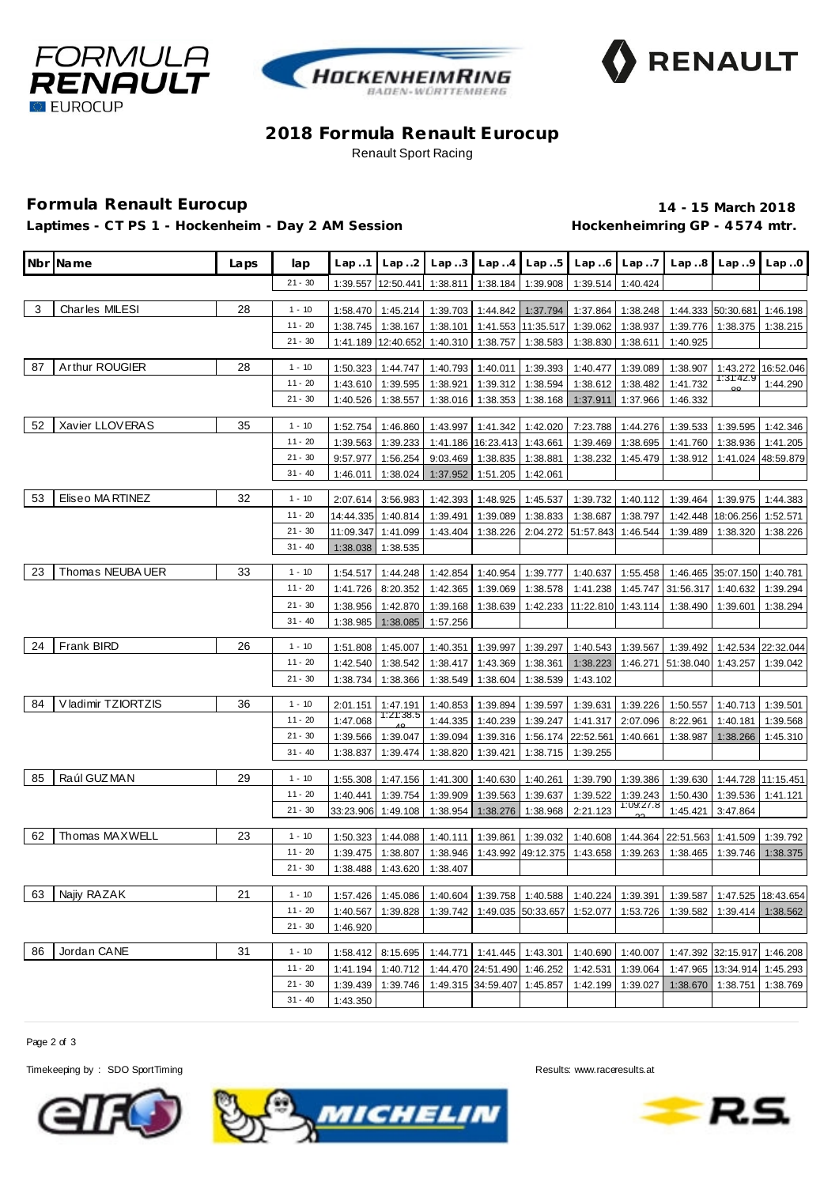# 2018 Formula Renault Eurocup

Renault Sport Racing

## Formula Renault Eurocup

**Laptimes - CT PS 1 - Hockenheim - Day 2 AM Session**

**14 - 15 March 2018**

**Hockenheimring GP - 4574 mtr.**

| Nbr | Name | Laps | lap | Lap..1 | Lap..2 | Lap..3 | Lap..4 | Lap..5 | Lap..6 | Lap..7 | Lap..8 | Lap..9 | Lap..0 |
|---|---|---|---|---|---|---|---|---|---|---|---|---|---|
| | | | 21 - 30 | 1:39.557 | 12:50.441 | 1:38.811 | 1:38.184 | 1:39.908 | 1:39.514 | 1:40.424 | | | |
| 3 | Charles MILESI | 28 | 1 - 10 | 1:58.470 | 1:45.214 | 1:39.703 | 1:44.842 | 1:37.794 | 1:37.864 | 1:38.248 | 1:44.333 | 50:30.681 | 1:46.198 |
| | | | 11 - 20 | 1:38.745 | 1:38.167 | 1:38.101 | 1:41.553 | 11:35.517 | 1:39.062 | 1:38.937 | 1:39.776 | 1:38.375 | 1:38.215 |
| | | | 21 - 30 | 1:41.189 | 12:40.652 | 1:40.310 | 1:38.757 | 1:38.583 | 1:38.830 | 1:38.611 | 1:40.925 | | |
| 87 | Arthur ROUGIER | 28 | 1 - 10 | 1:50.323 | 1:44.747 | 1:40.793 | 1:40.011 | 1:39.393 | 1:40.477 | 1:39.089 | 1:38.907 | 1:43.272 | 16:52.046 |
| | | | 11 - 20 | 1:43.610 | 1:39.595 | 1:38.921 | 1:39.312 | 1:38.594 | 1:38.612 | 1:38.482 | 1:41.732 | 1:31:42.9 | 1:44.290 |
| | | | 21 - 30 | 1:40.526 | 1:38.557 | 1:38.016 | 1:38.353 | 1:38.168 | 1:37.911 | 1:37.966 | 1:46.332 | | |
| 52 | Xavier LLOVERAS | 35 | 1 - 10 | 1:52.754 | 1:46.860 | 1:43.997 | 1:41.342 | 1:42.020 | 7:23.788 | 1:44.276 | 1:39.533 | 1:39.595 | 1:42.346 |
| | | | 11 - 20 | 1:39.563 | 1:39.233 | 1:41.186 | 16:23.413 | 1:43.661 | 1:39.469 | 1:38.695 | 1:41.760 | 1:38.936 | 1:41.205 |
| | | | 21 - 30 | 9:57.977 | 1:56.254 | 9:03.469 | 1:38.835 | 1:38.881 | 1:38.232 | 1:45.479 | 1:38.912 | 1:41.024 | 48:59.879 |
| | | | 31 - 40 | 1:46.011 | 1:38.024 | 1:37.952 | 1:51.205 | 1:42.061 | | | | | |
| 53 | Eliseo MARTINEZ | 32 | 1 - 10 | 2:07.614 | 3:56.983 | 1:42.393 | 1:48.925 | 1:45.537 | 1:39.732 | 1:40.112 | 1:39.464 | 1:39.975 | 1:44.383 |
| | | | 11 - 20 | 14:44.335 | 1:40.814 | 1:39.491 | 1:39.089 | 1:38.833 | 1:38.687 | 1:38.797 | 1:42.448 | 18:06.256 | 1:52.571 |
| | | | 21 - 30 | 11:09.347 | 1:41.099 | 1:43.404 | 1:38.226 | 2:04.272 | 51:57.843 | 1:46.544 | 1:39.489 | 1:38.320 | 1:38.226 |
| | | | 31 - 40 | 1:38.038 | 1:38.535 | | | | | | | | |
| 23 | Thomas NEUBAUER | 33 | 1 - 10 | 1:54.517 | 1:44.248 | 1:42.854 | 1:40.954 | 1:39.777 | 1:40.637 | 1:55.458 | 1:46.465 | 35:07.150 | 1:40.781 |
| | | | 11 - 20 | 1:41.726 | 8:20.352 | 1:42.365 | 1:39.069 | 1:38.578 | 1:41.238 | 1:45.747 | 31:56.317 | 1:40.632 | 1:39.294 |
| | | | 21 - 30 | 1:38.956 | 1:42.870 | 1:39.168 | 1:38.639 | 1:42.233 | 11:22.810 | 1:43.114 | 1:38.490 | 1:39.601 | 1:38.294 |
| | | | 31 - 40 | 1:38.985 | 1:38.085 | 1:57.256 | | | | | | | |
| 24 | Frank BIRD | 26 | 1 - 10 | 1:51.808 | 1:45.007 | 1:40.351 | 1:39.997 | 1:39.297 | 1:40.543 | 1:39.567 | 1:39.492 | 1:42.534 | 22:32.044 |
| | | | 11 - 20 | 1:42.540 | 1:38.542 | 1:38.417 | 1:43.369 | 1:38.361 | 1:38.223 | 1:46.271 | 51:38.040 | 1:43.257 | 1:39.042 |
| | | | 21 - 30 | 1:38.734 | 1:38.366 | 1:38.549 | 1:38.604 | 1:38.539 | 1:43.102 | | | | |
| 84 | Vladimir TZIORTZIS | 36 | 1 - 10 | 2:01.151 | 1:47.191 | 1:40.853 | 1:39.894 | 1:39.597 | 1:39.631 | 1:39.226 | 1:50.557 | 1:40.713 | 1:39.501 |
| | | | 11 - 20 | 1:47.068 | 1:21:38.5 | 1:44.335 | 1:40.239 | 1:39.247 | 1:41.317 | 2:07.096 | 8:22.961 | 1:40.181 | 1:39.568 |
| | | | 21 - 30 | 1:39.566 | 1:39.047 | 1:39.094 | 1:39.316 | 1:56.174 | 22:52.561 | 1:40.661 | 1:38.987 | 1:38.266 | 1:45.310 |
| | | | 31 - 40 | 1:38.837 | 1:39.474 | 1:38.820 | 1:39.421 | 1:38.715 | 1:39.255 | | | | |
| 85 | Raúl GUZMAN | 29 | 1 - 10 | 1:55.308 | 1:47.156 | 1:41.300 | 1:40.630 | 1:40.261 | 1:39.790 | 1:39.386 | 1:39.630 | 1:44.728 | 11:15.451 |
| | | | 11 - 20 | 1:40.441 | 1:39.754 | 1:39.909 | 1:39.563 | 1:39.637 | 1:39.522 | 1:39.243 | 1:50.430 | 1:39.536 | 1:41.121 |
| | | | 21 - 30 | 33:23.906 | 1:49.108 | 1:38.954 | 1:38.276 | 1:38.968 | 2:21.123 | 1:09:27.8 | 1:45.421 | 3:47.864 | |
| 62 | Thomas MAXWELL | 23 | 1 - 10 | 1:50.323 | 1:44.088 | 1:40.111 | 1:39.861 | 1:39.032 | 1:40.608 | 1:44.364 | 22:51.563 | 1:41.509 | 1:39.792 |
| | | | 11 - 20 | 1:39.475 | 1:38.807 | 1:38.946 | 1:43.992 | 49:12.375 | 1:43.658 | 1:39.263 | 1:38.465 | 1:39.746 | 1:38.375 |
| | | | 21 - 30 | 1:38.488 | 1:43.620 | 1:38.407 | | | | | | | |
| 63 | Najiy RAZAK | 21 | 1 - 10 | 1:57.426 | 1:45.086 | 1:40.604 | 1:39.758 | 1:40.588 | 1:40.224 | 1:39.391 | 1:39.587 | 1:47.525 | 18:43.654 |
| | | | 11 - 20 | 1:40.567 | 1:39.828 | 1:39.742 | 1:49.035 | 50:33.657 | 1:52.077 | 1:53.726 | 1:39.582 | 1:39.414 | 1:38.562 |
| | | | 21 - 30 | 1:46.920 | | | | | | | | | |
| 86 | Jordan CANE | 31 | 1 - 10 | 1:58.412 | 8:15.695 | 1:44.771 | 1:41.445 | 1:43.301 | 1:40.690 | 1:40.007 | 1:47.392 | 32:15.917 | 1:46.208 |
| | | | 11 - 20 | 1:41.194 | 1:40.712 | 1:44.470 | 24:51.490 | 1:46.252 | 1:42.531 | 1:39.064 | 1:47.965 | 13:34.914 | 1:45.293 |
| | | | 21 - 30 | 1:39.439 | 1:39.746 | 1:49.315 | 34:59.407 | 1:45.857 | 1:42.199 | 1:39.027 | 1:38.670 | 1:38.751 | 1:38.769 |
| | | | 31 - 40 | 1:43.350 | | | | | | | | | |

Timekeeping by : SDO SportTiming

Results: www.raceresults.at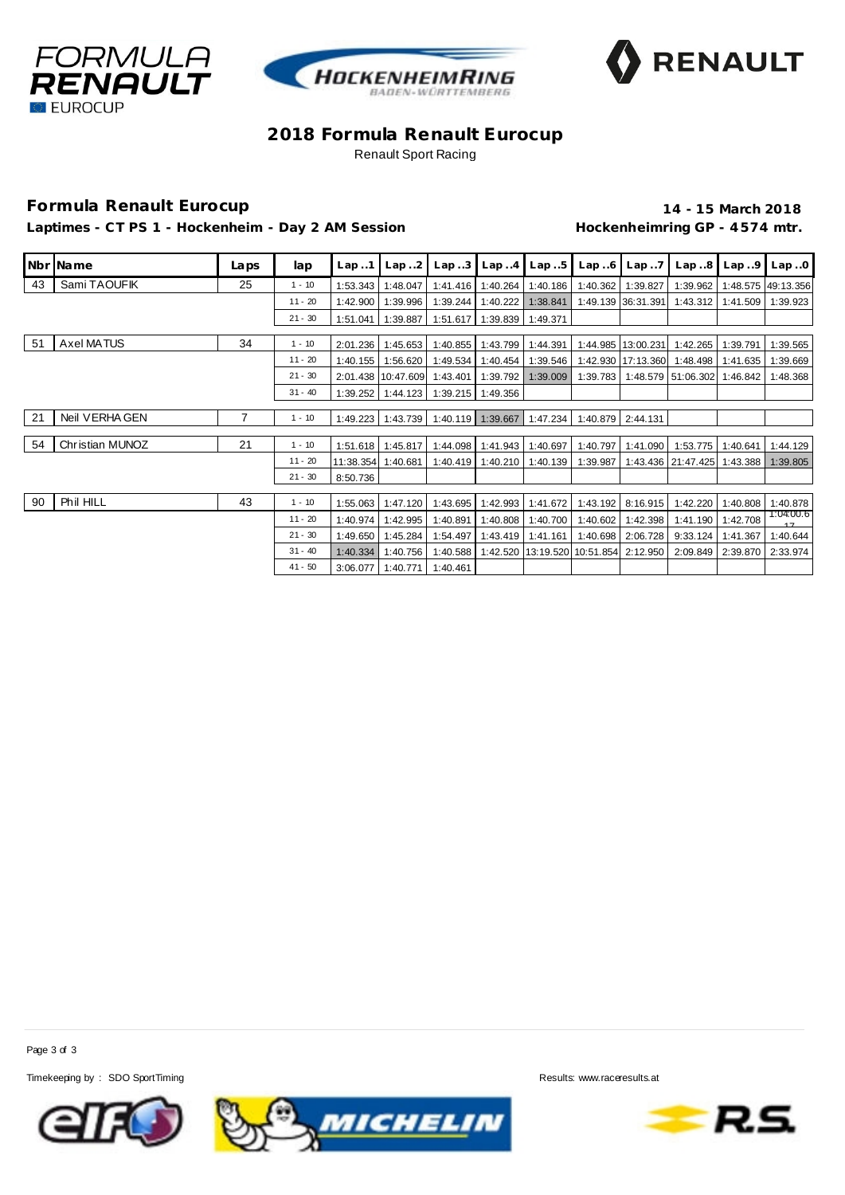## 2018 Formula Renault Eurocup

Renault Sport Racing

### Formula Renault Eurocup

**14 - 15 March 2018**

**Laptimes - CT PS 1 - Hockenheim - Day 2 AM Session**

**Hockenheimring GP - 4574 mtr.**

| Nbr | Name | Laps | lap | Lap..1 | Lap..2 | Lap..3 | Lap..4 | Lap..5 | Lap..6 | Lap..7 | Lap..8 | Lap..9 | Lap..0 |
|---|---|---|---|---|---|---|---|---|---|---|---|---|---|
| 43 | Sami TAOUFIK | 25 | 1 - 10 | 1:53.343 | 1:48.047 | 1:41.416 | 1:40.264 | 1:40.186 | 1:40.362 | 1:39.827 | 1:39.962 | 1:48.575 | 49:13.356 |
| | | | 11 - 20 | 1:42.900 | 1:39.996 | 1:39.244 | 1:40.222 | 1:38.841 | 1:49.139 | 36:31.391 | 1:43.312 | 1:41.509 | 1:39.923 |
| | | | 21 - 30 | 1:51.041 | 1:39.887 | 1:51.617 | 1:39.839 | 1:49.371 | | | | | |
| 51 | Axel MATUS | 34 | 1 - 10 | 2:01.236 | 1:45.653 | 1:40.855 | 1:43.799 | 1:44.391 | 1:44.985 | 13:00.231 | 1:42.265 | 1:39.791 | 1:39.565 |
| | | | 11 - 20 | 1:40.155 | 1:56.620 | 1:49.534 | 1:40.454 | 1:39.546 | 1:42.930 | 17:13.360 | 1:48.498 | 1:41.635 | 1:39.669 |
| | | | 21 - 30 | 2:01.438 | 10:47.609 | 1:43.401 | 1:39.792 | 1:39.009 | 1:39.783 | 1:48.579 | 51:06.302 | 1:46.842 | 1:48.368 |
| | | | 31 - 40 | 1:39.252 | 1:44.123 | 1:39.215 | 1:49.356 | | | | | | |
| 21 | Neil VERHAGEN | 7 | 1 - 10 | 1:49.223 | 1:43.739 | 1:40.119 | 1:39.667 | 1:47.234 | 1:40.879 | 2:44.131 | | | |
| 54 | Christian MUNOZ | 21 | 1 - 10 | 1:51.618 | 1:45.817 | 1:44.098 | 1:41.943 | 1:40.697 | 1:40.797 | 1:41.090 | 1:53.775 | 1:40.641 | 1:44.129 |
| | | | 11 - 20 | 11:38.354 | 1:40.681 | 1:40.419 | 1:40.210 | 1:40.139 | 1:39.987 | 1:43.436 | 21:47.425 | 1:43.388 | 1:39.805 |
| | | | 21 - 30 | 8:50.736 | | | | | | | | | |
| 90 | Phil HILL | 43 | 1 - 10 | 1:55.063 | 1:47.120 | 1:43.695 | 1:42.993 | 1:41.672 | 1:43.192 | 8:16.915 | 1:42.220 | 1:40.808 | 1:40.878 |
| | | | 11 - 20 | 1:40.974 | 1:42.995 | 1:40.891 | 1:40.808 | 1:40.700 | 1:40.602 | 1:42.398 | 1:41.190 | 1:42.708 | 1:04:00.617 |
| | | | 21 - 30 | 1:49.650 | 1:45.284 | 1:54.497 | 1:43.419 | 1:41.161 | 1:40.698 | 2:06.728 | 9:33.124 | 1:41.367 | 1:40.644 |
| | | | 31 - 40 | 1:40.334 | 1:40.756 | 1:40.588 | 1:42.520 | 13:19.520 | 10:51.854 | 2:12.950 | 2:09.849 | 2:39.870 | 2:33.974 |
| | | | 41 - 50 | 3:06.077 | 1:40.771 | 1:40.461 | | | | | | | |

Timekeeping by : SDO SportTiming

Results: www.raceresults.at